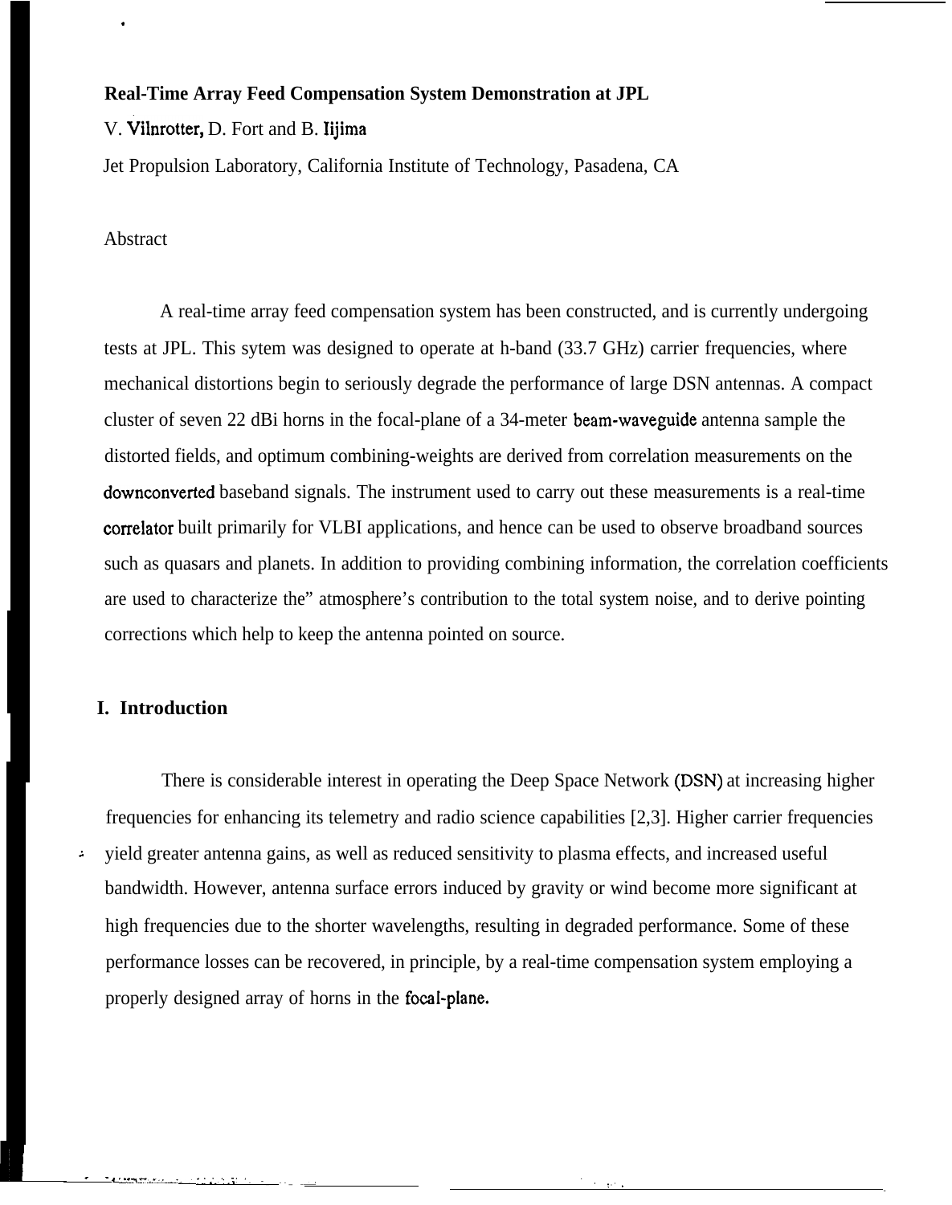**Real-Time Array Feed Compensation System Demonstration at JPL**

V. Vilnrotter, D. Fort and B. Iijima

Jet Propulsion Laboratory, California Institute of Technology, Pasadena, CA

Abstract

A real-time array feed compensation system has been constructed, and is currently undergoing tests at JPL. This sytem was designed to operate at h-band (33.7 GHz) carrier frequencies, where mechanical distortions begin to seriously degrade the performance of large DSN antennas. A compact cluster of seven 22 dBi horns in the focal-plane of a 34-meter beam-waveguide antenna sample the distorted fields, and optimum combining-weights are derived from correlation measurements on the downconverted baseband signals. The instrument used to carry out these measurements is a real-time correlator built primarily for VLBI applications, and hence can be used to observe broadband sources such as quasars and planets. In addition to providing combining information, the correlation coefficients are used to characterize the" atmosphere's contribution to the total system noise, and to derive pointing corrections which help to keep the antenna pointed on source.

## I. Introduction

There is considerable interest in operating the Deep Space Network (DSN) at increasing higher frequencies for enhancing its telemetry and radio science capabilities [2,3]. Higher carrier frequencies yield greater antenna gains, as well as reduced sensitivity to plasma effects, and increased useful bandwidth. However, antenna surface errors induced by gravity or wind become more significant at high frequencies due to the shorter wavelengths, resulting in degraded performance. Some of these performance losses can be recovered, in principle, by a real-time compensation system employing a properly designed array of horns in the focal-plane.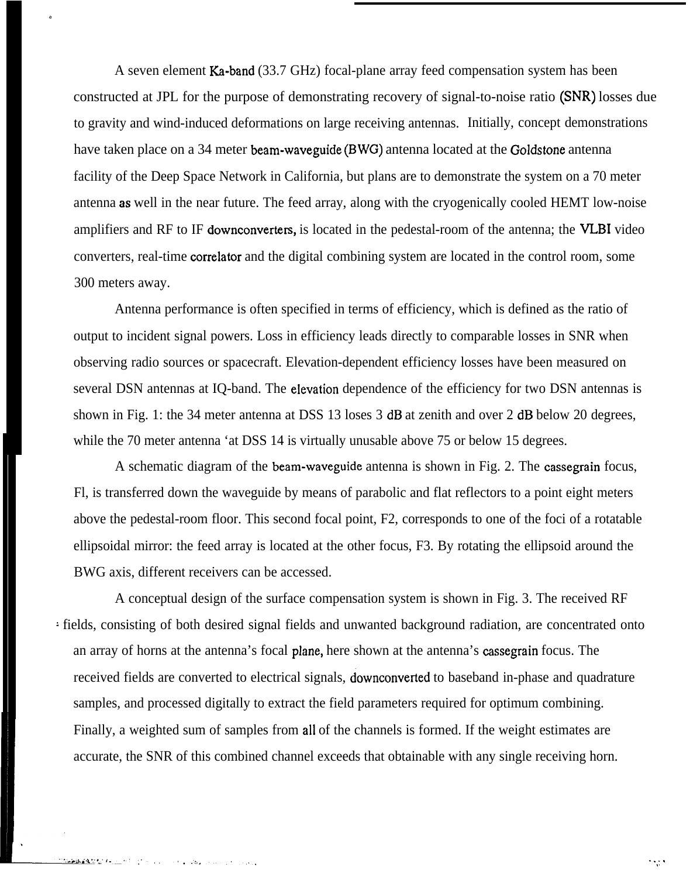A seven element Ka-band (33.7 GHz) focal-plane array feed compensation system has been constructed at JPL for the purpose of demonstrating recovery of signal-to-noise ratio (SNR) losses due to gravity and wind-induced deformations on large receiving antennas. Initially, concept demonstrations have taken place on a 34 meter beam-waveguide (BWG) antenna located at the Goldstone antenna facility of the Deep Space Network in California, but plans are to demonstrate the system on a 70 meter antenna as well in the near future. The feed array, along with the cryogenically cooled HEMT low-noise amplifiers and RF to IF downconverters, is located in the pedestal-room of the antenna; the VLBI video converters, real-time correlator and the digital combining system are located in the control room, some 300 meters away.

Antenna performance is often specified in terms of efficiency, which is defined as the ratio of output to incident signal powers. Loss in efficiency leads directly to comparable losses in SNR when observing radio sources or spacecraft. Elevation-dependent efficiency losses have been measured on several DSN antennas at IQ-band. The elevation dependence of the efficiency for two DSN antennas is shown in Fig. 1: the 34 meter antenna at DSS 13 loses 3 dB at zenith and over 2 dB below 20 degrees, while the 70 meter antenna 'at DSS 14 is virtually unusable above 75 or below 15 degrees.

A schematic diagram of the beam-waveguide antenna is shown in Fig. 2. The cassegrain focus, Fl, is transferred down the waveguide by means of parabolic and flat reflectors to a point eight meters above the pedestal-room floor. This second focal point, F2, corresponds to one of the foci of a rotatable ellipsoidal mirror: the feed array is located at the other focus, F3. By rotating the ellipsoid around the BWG axis, different receivers can be accessed.

A conceptual design of the surface compensation system is shown in Fig. 3. The received RF fields, consisting of both desired signal fields and unwanted background radiation, are concentrated onto an array of horns at the antenna's focal plane, here shown at the antenna's cassegrain focus. The received fields are converted to electrical signals, downconverted to baseband in-phase and quadrature samples, and processed digitally to extract the field parameters required for optimum combining. Finally, a weighted sum of samples from all of the channels is formed. If the weight estimates are accurate, the SNR of this combined channel exceeds that obtainable with any single receiving horn.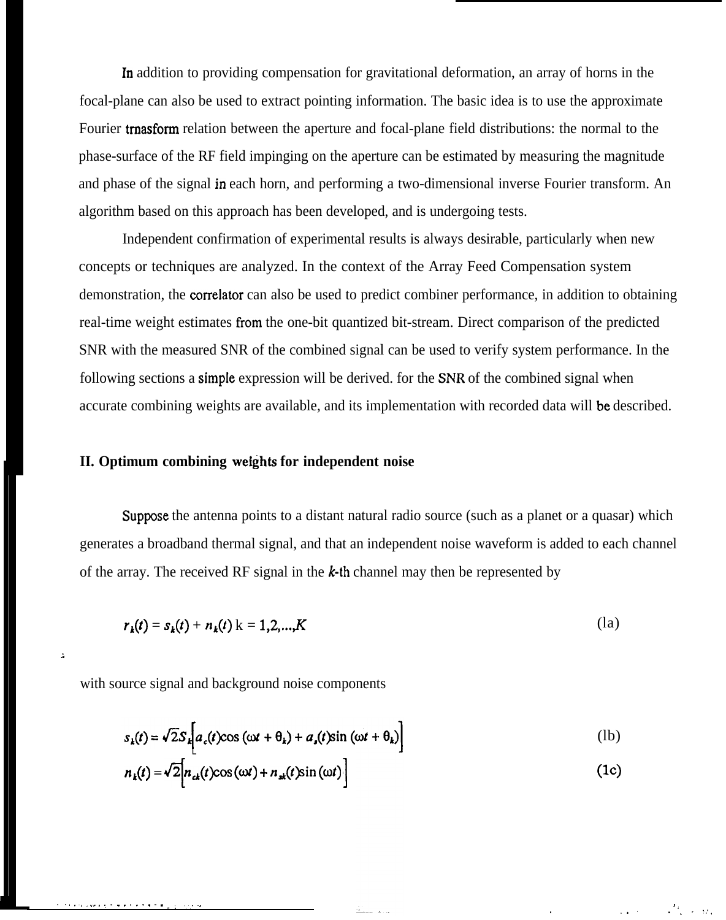In addition to providing compensation for gravitational deformation, an array of horns in the focal-plane can also be used to extract pointing information. The basic idea is to use the approximate Fourier trnasform relation between the aperture and focal-plane field distributions: the normal to the phase-surface of the RF field impinging on the aperture can be estimated by measuring the magnitude and phase of the signal in each horn, and performing a two-dimensional inverse Fourier transform. An algorithm based on this approach has been developed, and is undergoing tests.

Independent confirmation of experimental results is always desirable, particularly when new concepts or techniques are analyzed. In the context of the Array Feed Compensation system demonstration, the correlator can also be used to predict combiner performance, in addition to obtaining real-time weight estimates from the one-bit quantized bit-stream. Direct comparison of the predicted SNR with the measured SNR of the combined signal can be used to verify system performance. In the following sections a simple expression will be derived. for the SNR of the combined signal when accurate combining weights are available, and its implementation with recorded data will be described.

## II. Optimum combining weights for independent noise

Suppose the antenna points to a distant natural radio source (such as a planet or a quasar) which generates a broadband thermal signal, and that an independent noise waveform is added to each channel of the array. The received RF signal in the $k$-th channel may then be represented by

$$r_k(t) = s_k(t) + n_k(t) \quad k = 1,2,\ldots,K \tag{1a}$$

with source signal and background noise components

$$s_k(t) = \sqrt{2S_k}\left[a_c(t)\cos(\omega t + \theta_k) + a_s(t)\sin(\omega t + \theta_k)\right] \tag{1b}$$

$$n_k(t) = \sqrt{2}\left[n_{ck}(t)\cos(\omega t) + n_{sk}(t)\sin(\omega t)\right] \tag{1c}$$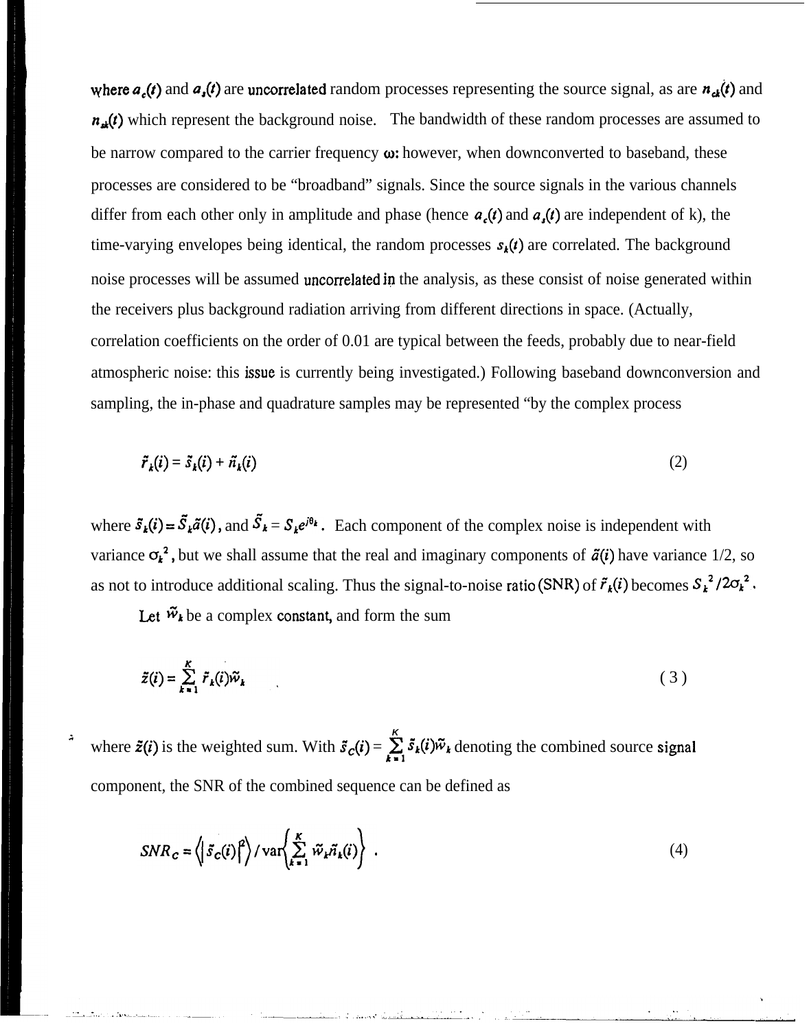where $a_c(t)$ and $a_s(t)$ are uncorrelated random processes representing the source signal, as are $n_{ck}(t)$ and $n_{sk}(t)$ which represent the background noise. The bandwidth of these random processes are assumed to be narrow compared to the carrier frequency $\omega$: however, when downconverted to baseband, these processes are considered to be "broadband" signals. Since the source signals in the various channels differ from each other only in amplitude and phase (hence $a_c(t)$ and $a_s(t)$ are independent of k), the time-varying envelopes being identical, the random processes $s_k(t)$ are correlated. The background noise processes will be assumed uncorrelated in the analysis, as these consist of noise generated within the receivers plus background radiation arriving from different directions in space. (Actually, correlation coefficients on the order of 0.01 are typical between the feeds, probably due to near-field atmospheric noise: this issue is currently being investigated.) Following baseband downconversion and sampling, the in-phase and quadrature samples may be represented "by the complex process

$$\tilde{r}_k(i) = \tilde{s}_k(i) + \tilde{n}_k(i) \tag{2}$$

where $\tilde{s}_k(i) = \tilde{S}_k \tilde{a}(i)$, and $\tilde{S}_k = S_k e^{j\theta_k}$. Each component of the complex noise is independent with variance $\sigma_k^2$, but we shall assume that the real and imaginary components of $\tilde{a}(i)$ have variance 1/2, so as not to introduce additional scaling. Thus the signal-to-noise ratio (SNR) of $\tilde{r}_k(i)$ becomes $S_k^2/2\sigma_k^2$.

Let $\tilde{w}_k$ be a complex constant, and form the sum

$$\tilde{z}(i) = \sum_{k=1}^{K} \tilde{r}_k(i)\tilde{w}_k \tag{3}$$

where $\tilde{z}(i)$ is the weighted sum. With $\tilde{s}_C(i) = \sum_{k=1}^{K} \tilde{s}_k(i)\tilde{w}_k$ denoting the combined source signal component, the SNR of the combined sequence can be defined as

$$SNR_C = \left\langle \left| \tilde{s}_C(i) \right|^2 \right\rangle / \operatorname{var}\left\{ \sum_{k=1}^{K} \tilde{w}_k \tilde{n}_k(i) \right\} . \tag{4}$$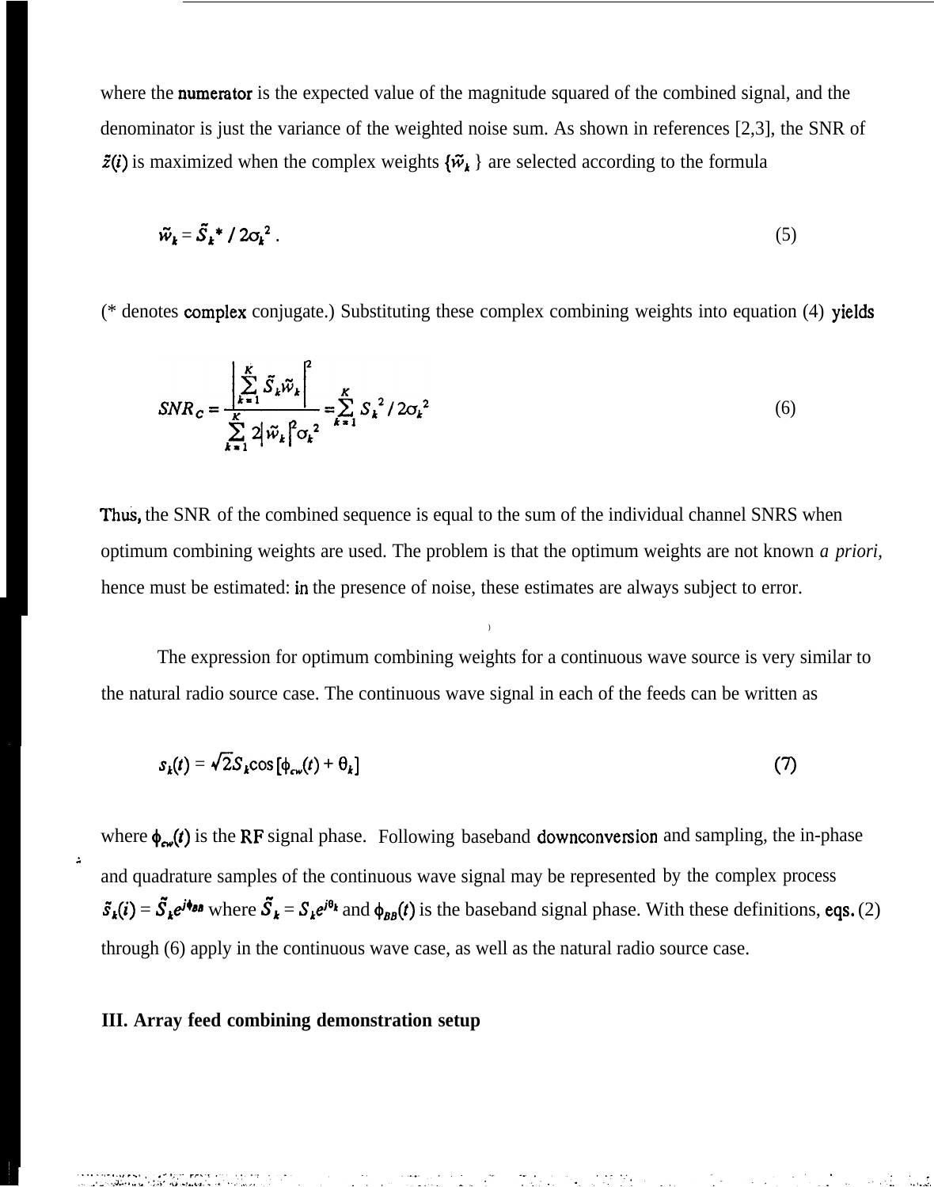where the numerator is the expected value of the magnitude squared of the combined signal, and the denominator is just the variance of the weighted noise sum. As shown in references [2,3], the SNR of $\tilde{z}(i)$ is maximized when the complex weights $\{\tilde{w}_k\}$ are selected according to the formula

$$\tilde{w}_k = \tilde{S}_k^* / 2\sigma_k^2 \,. \tag{5}$$

(* denotes complex conjugate.) Substituting these complex combining weights into equation (4) yields

$$SNR_C = \frac{\left|\sum_{k=1}^{K} \tilde{S}_k \tilde{w}_k\right|^2}{\sum_{k=1}^{K} 2\left|\tilde{w}_k\right|^2 \sigma_k^2} = \sum_{k=1}^{K} S_k^{\,2} / 2\sigma_k^2 \tag{6}$$

Thus, the SNR of the combined sequence is equal to the sum of the individual channel SNRS when optimum combining weights are used. The problem is that the optimum weights are not known *a priori,* hence must be estimated: in the presence of noise, these estimates are always subject to error.

The expression for optimum combining weights for a continuous wave source is very similar to the natural radio source case. The continuous wave signal in each of the feeds can be written as

$$s_k(t) = \sqrt{2} S_k \cos\left[\phi_{cw}(t) + \theta_k\right] \tag{7}$$

where $\phi_{cw}(t)$ is the RF signal phase. Following baseband downconversion and sampling, the in-phase and quadrature samples of the continuous wave signal may be represented by the complex process $\tilde{s}_k(i) = \tilde{S}_k e^{j\phi_{BB}}$ where $\tilde{S}_k = S_k e^{j\theta_k}$ and $\phi_{BB}(t)$ is the baseband signal phase. With these definitions, eqs. (2) through (6) apply in the continuous wave case, as well as the natural radio source case.

**III. Array feed combining demonstration setup**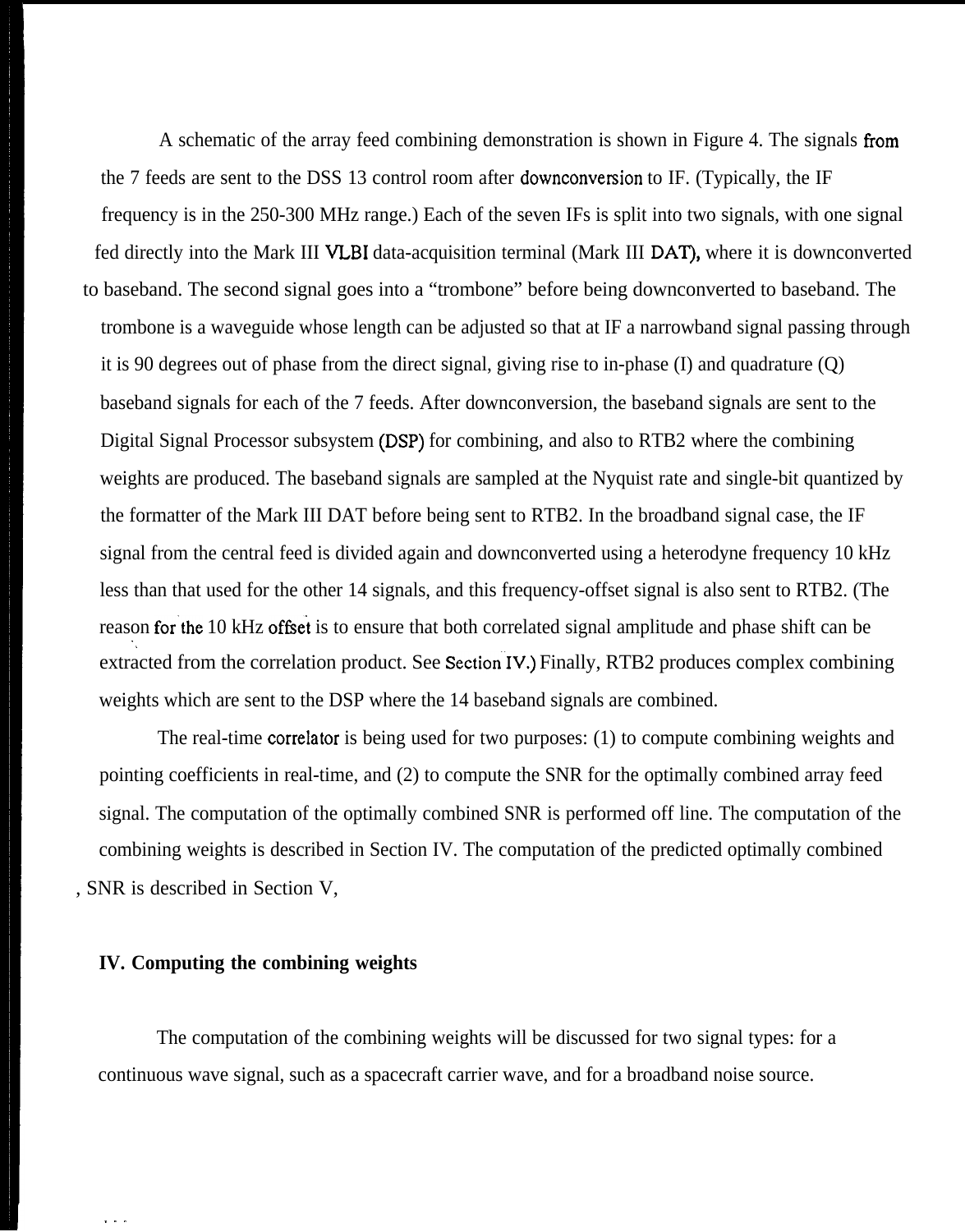A schematic of the array feed combining demonstration is shown in Figure 4. The signals from the 7 feeds are sent to the DSS 13 control room after downconversion to IF. (Typically, the IF frequency is in the 250-300 MHz range.) Each of the seven IFs is split into two signals, with one signal fed directly into the Mark III VLBI data-acquisition terminal (Mark III DAT), where it is downconverted to baseband. The second signal goes into a "trombone" before being downconverted to baseband. The trombone is a waveguide whose length can be adjusted so that at IF a narrowband signal passing through it is 90 degrees out of phase from the direct signal, giving rise to in-phase (I) and quadrature (Q) baseband signals for each of the 7 feeds. After downconversion, the baseband signals are sent to the Digital Signal Processor subsystem (DSP) for combining, and also to RTB2 where the combining weights are produced. The baseband signals are sampled at the Nyquist rate and single-bit quantized by the formatter of the Mark III DAT before being sent to RTB2. In the broadband signal case, the IF signal from the central feed is divided again and downconverted using a heterodyne frequency 10 kHz less than that used for the other 14 signals, and this frequency-offset signal is also sent to RTB2. (The reason for the 10 kHz offset is to ensure that both correlated signal amplitude and phase shift can be extracted from the correlation product. See Section IV.) Finally, RTB2 produces complex combining weights which are sent to the DSP where the 14 baseband signals are combined.

The real-time correlator is being used for two purposes: (1) to compute combining weights and pointing coefficients in real-time, and (2) to compute the SNR for the optimally combined array feed signal. The computation of the optimally combined SNR is performed off line. The computation of the combining weights is described in Section IV. The computation of the predicted optimally combined SNR is described in Section V,

## IV. Computing the combining weights

The computation of the combining weights will be discussed for two signal types: for a continuous wave signal, such as a spacecraft carrier wave, and for a broadband noise source.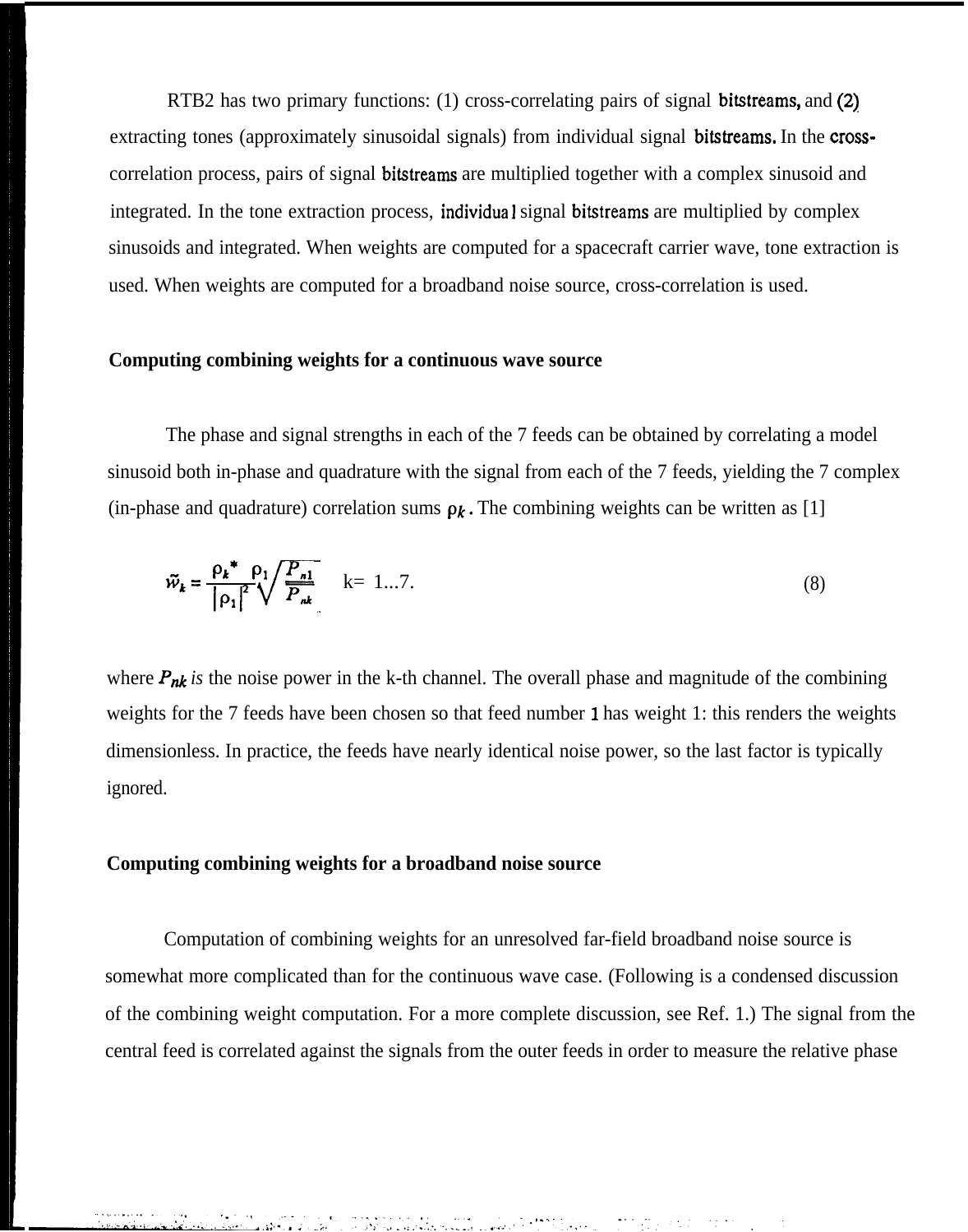RTB2 has two primary functions: (1) cross-correlating pairs of signal bitstreams, and (2) extracting tones (approximately sinusoidal signals) from individual signal bitstreams. In the cross-correlation process, pairs of signal bitstreams are multiplied together with a complex sinusoid and integrated. In the tone extraction process, individual signal bitstreams are multiplied by complex sinusoids and integrated. When weights are computed for a spacecraft carrier wave, tone extraction is used. When weights are computed for a broadband noise source, cross-correlation is used.

**Computing combining weights for a continuous wave source**

The phase and signal strengths in each of the 7 feeds can be obtained by correlating a model sinusoid both in-phase and quadrature with the signal from each of the 7 feeds, yielding the 7 complex (in-phase and quadrature) correlation sums $\rho_k$. The combining weights can be written as [1]

$$\tilde{w}_k = \frac{\rho_k^* \ \rho_1}{|\rho_1|^2} \sqrt{\frac{P_{n1}}{P_{nk}}} \quad k = 1...7. \tag{8}$$

where $P_{nk}$ *is* the noise power in the k-th channel. The overall phase and magnitude of the combining weights for the 7 feeds have been chosen so that feed number 1 has weight 1: this renders the weights dimensionless. In practice, the feeds have nearly identical noise power, so the last factor is typically ignored.

**Computing combining weights for a broadband noise source**

Computation of combining weights for an unresolved far-field broadband noise source is somewhat more complicated than for the continuous wave case. (Following is a condensed discussion of the combining weight computation. For a more complete discussion, see Ref. 1.) The signal from the central feed is correlated against the signals from the outer feeds in order to measure the relative phase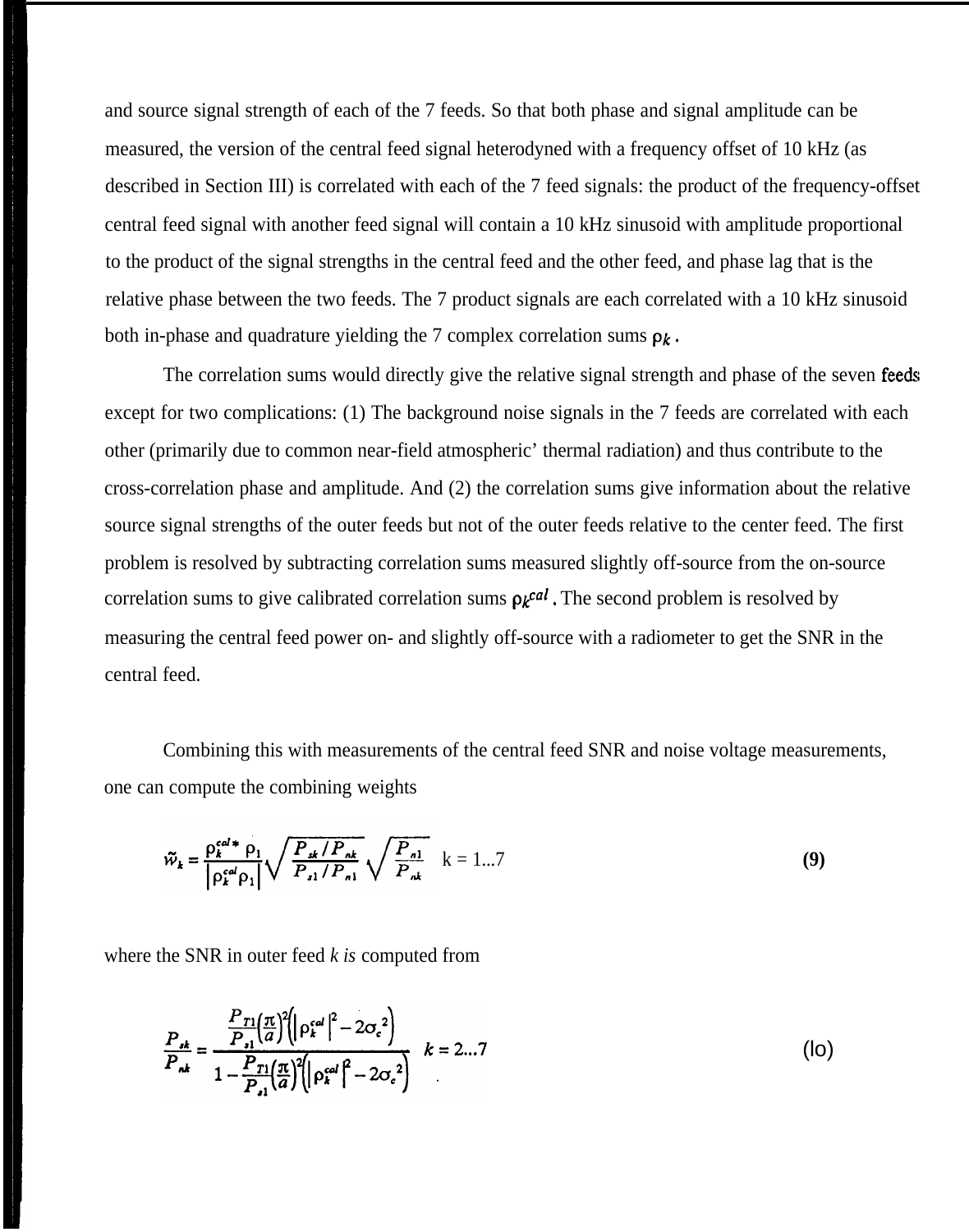and source signal strength of each of the 7 feeds. So that both phase and signal amplitude can be measured, the version of the central feed signal heterodyned with a frequency offset of 10 kHz (as described in Section III) is correlated with each of the 7 feed signals: the product of the frequency-offset central feed signal with another feed signal will contain a 10 kHz sinusoid with amplitude proportional to the product of the signal strengths in the central feed and the other feed, and phase lag that is the relative phase between the two feeds. The 7 product signals are each correlated with a 10 kHz sinusoid both in-phase and quadrature yielding the 7 complex correlation sums $\rho_k$.

The correlation sums would directly give the relative signal strength and phase of the seven feeds except for two complications: (1) The background noise signals in the 7 feeds are correlated with each other (primarily due to common near-field atmospheric' thermal radiation) and thus contribute to the cross-correlation phase and amplitude. And (2) the correlation sums give information about the relative source signal strengths of the outer feeds but not of the outer feeds relative to the center feed. The first problem is resolved by subtracting correlation sums measured slightly off-source from the on-source correlation sums to give calibrated correlation sums $\rho_k^{cal}$. The second problem is resolved by measuring the central feed power on- and slightly off-source with a radiometer to get the SNR in the central feed.

Combining this with measurements of the central feed SNR and noise voltage measurements, one can compute the combining weights

$$\tilde{w}_k = \frac{\rho_k^{cal*}\rho_1}{\left|\rho_k^{cal}\rho_1\right|}\sqrt{\frac{P_{sk}/P_{nk}}{P_{s1}/P_{n1}}}\sqrt{\frac{P_{n1}}{P_{nk}}} \quad k = 1\ldots7 \tag{9}$$

where the SNR in outer feed *k is* computed from

$$\frac{P_{sk}}{P_{nk}} = \frac{\frac{P_{T1}}{P_{s1}}\left(\frac{\pi}{a}\right)^2\left(\left|\rho_k^{cal}\right|^2 - 2\sigma_c^2\right)}{1-\frac{P_{T1}}{P_{s1}}\left(\frac{\pi}{a}\right)^2\left(\left|\rho_k^{cal}\right|^2 - 2\sigma_c^2\right)} \quad k = 2\ldots7 \tag{10}$$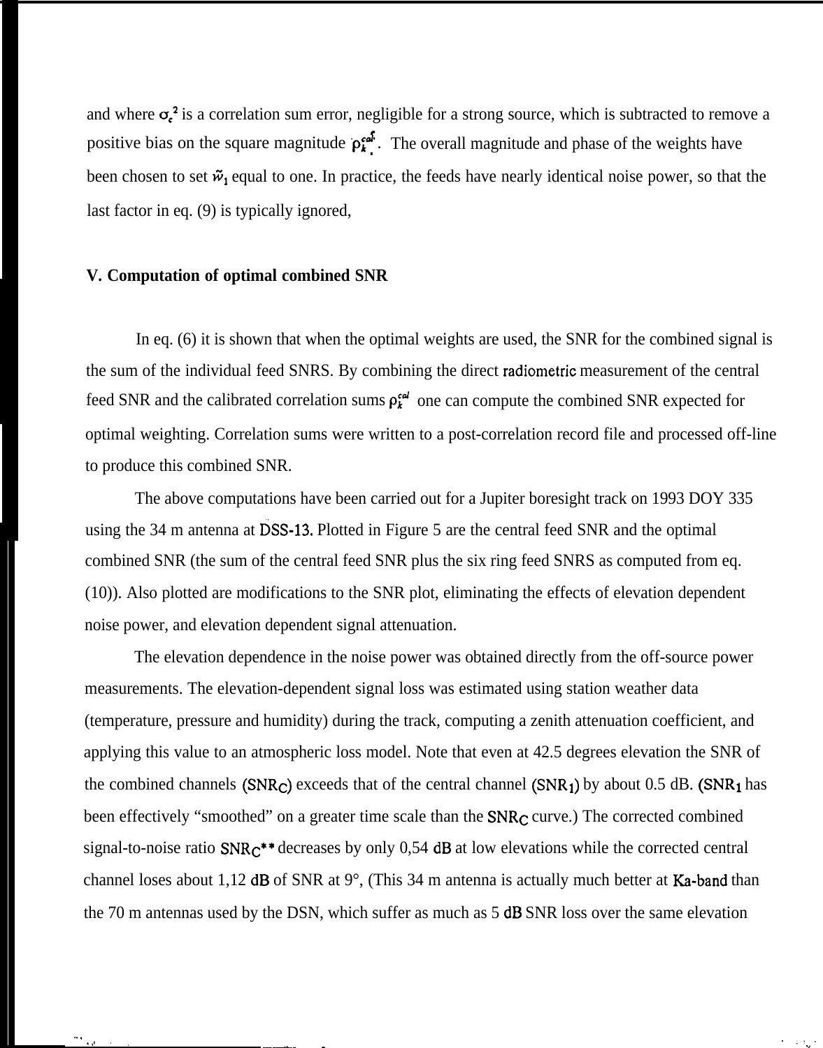and where $\sigma_c^2$ is a correlation sum error, negligible for a strong source, which is subtracted to remove a positive bias on the square magnitude $\rho_k^{cal}$. The overall magnitude and phase of the weights have been chosen to set $\tilde{w}_1$ equal to one. In practice, the feeds have nearly identical noise power, so that the last factor in eq. (9) is typically ignored,

## V. Computation of optimal combined SNR

In eq. (6) it is shown that when the optimal weights are used, the SNR for the combined signal is the sum of the individual feed SNRS. By combining the direct radiometric measurement of the central feed SNR and the calibrated correlation sums $\rho_k^{cal}$ one can compute the combined SNR expected for optimal weighting. Correlation sums were written to a post-correlation record file and processed off-line to produce this combined SNR.

The above computations have been carried out for a Jupiter boresight track on 1993 DOY 335 using the 34 m antenna at DSS-13. Plotted in Figure 5 are the central feed SNR and the optimal combined SNR (the sum of the central feed SNR plus the six ring feed SNRS as computed from eq. (10)). Also plotted are modifications to the SNR plot, eliminating the effects of elevation dependent noise power, and elevation dependent signal attenuation.

The elevation dependence in the noise power was obtained directly from the off-source power measurements. The elevation-dependent signal loss was estimated using station weather data (temperature, pressure and humidity) during the track, computing a zenith attenuation coefficient, and applying this value to an atmospheric loss model. Note that even at 42.5 degrees elevation the SNR of the combined channels ($SNR_C$) exceeds that of the central channel ($SNR_1$) by about 0.5 dB. ($SNR_1$ has been effectively "smoothed" on a greater time scale than the $SNR_C$ curve.) The corrected combined signal-to-noise ratio $SNR_C{}^{**}$ decreases by only 0,54 dB at low elevations while the corrected central channel loses about 1,12 dB of SNR at 9°, (This 34 m antenna is actually much better at Ka-band than the 70 m antennas used by the DSN, which suffer as much as 5 dB SNR loss over the same elevation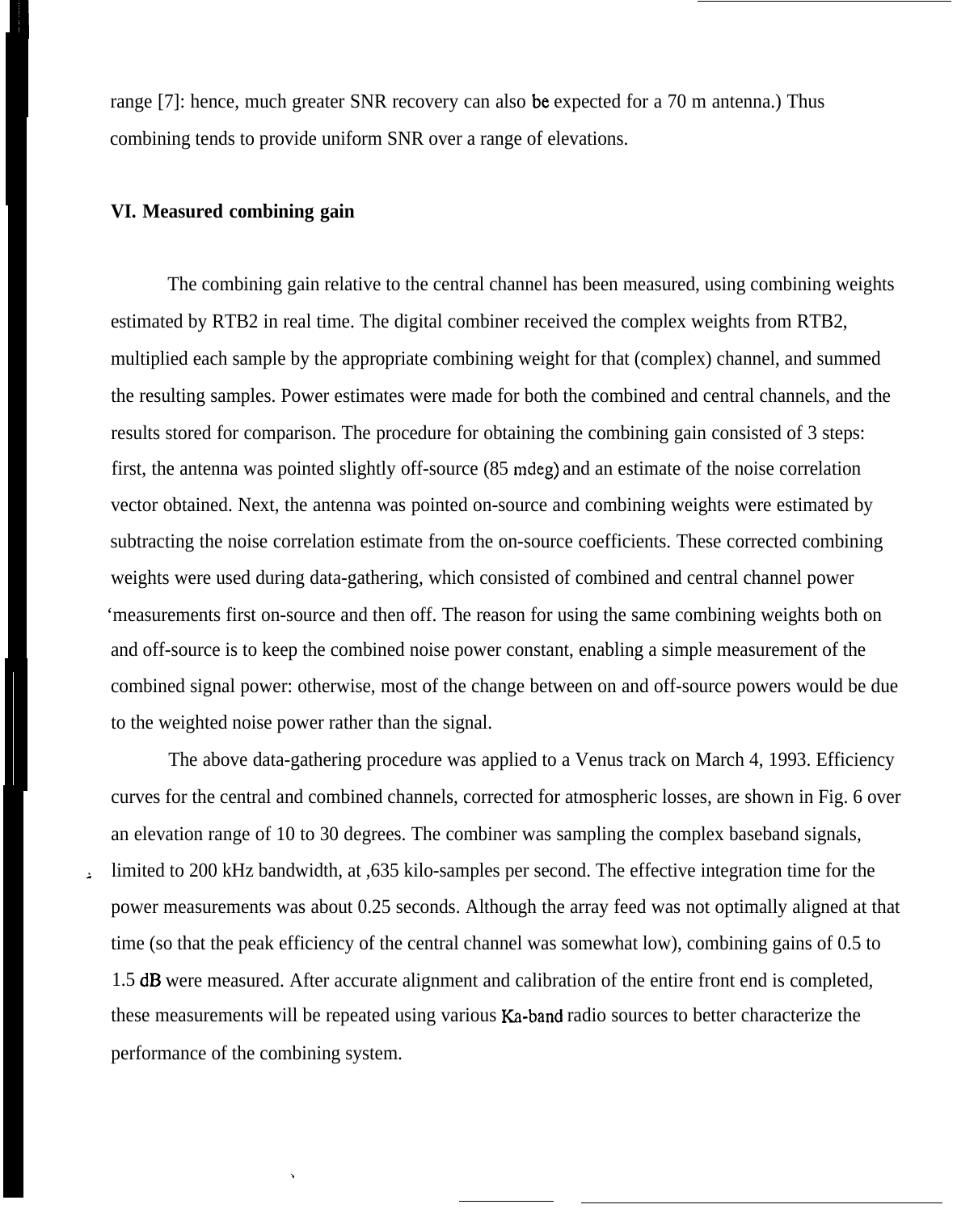range [7]: hence, much greater SNR recovery can also be expected for a 70 m antenna.) Thus combining tends to provide uniform SNR over a range of elevations.

## VI. Measured combining gain

The combining gain relative to the central channel has been measured, using combining weights estimated by RTB2 in real time. The digital combiner received the complex weights from RTB2, multiplied each sample by the appropriate combining weight for that (complex) channel, and summed the resulting samples. Power estimates were made for both the combined and central channels, and the results stored for comparison. The procedure for obtaining the combining gain consisted of 3 steps: first, the antenna was pointed slightly off-source (85 mdeg) and an estimate of the noise correlation vector obtained. Next, the antenna was pointed on-source and combining weights were estimated by subtracting the noise correlation estimate from the on-source coefficients. These corrected combining weights were used during data-gathering, which consisted of combined and central channel power measurements first on-source and then off. The reason for using the same combining weights both on and off-source is to keep the combined noise power constant, enabling a simple measurement of the combined signal power: otherwise, most of the change between on and off-source powers would be due to the weighted noise power rather than the signal.

The above data-gathering procedure was applied to a Venus track on March 4, 1993. Efficiency curves for the central and combined channels, corrected for atmospheric losses, are shown in Fig. 6 over an elevation range of 10 to 30 degrees. The combiner was sampling the complex baseband signals, limited to 200 kHz bandwidth, at ,635 kilo-samples per second. The effective integration time for the power measurements was about 0.25 seconds. Although the array feed was not optimally aligned at that time (so that the peak efficiency of the central channel was somewhat low), combining gains of 0.5 to 1.5 dB were measured. After accurate alignment and calibration of the entire front end is completed, these measurements will be repeated using various Ka-band radio sources to better characterize the performance of the combining system.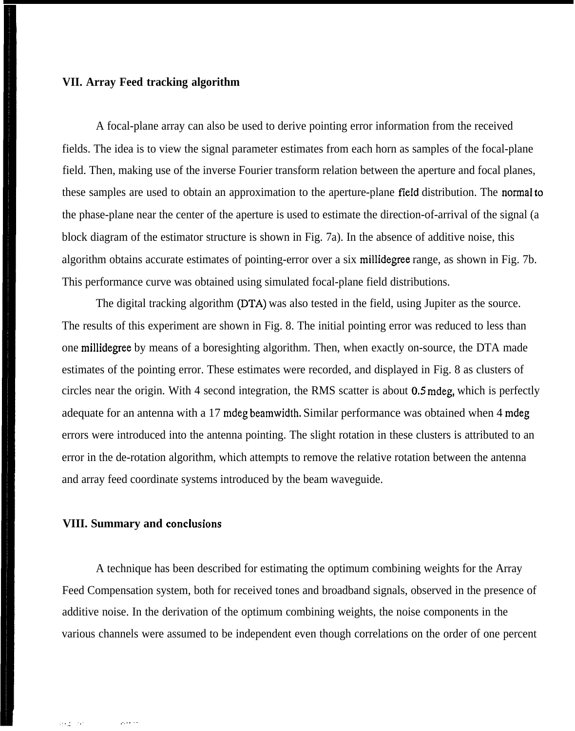## VII. Array Feed tracking algorithm

A focal-plane array can also be used to derive pointing error information from the received fields. The idea is to view the signal parameter estimates from each horn as samples of the focal-plane field. Then, making use of the inverse Fourier transform relation between the aperture and focal planes, these samples are used to obtain an approximation to the aperture-plane field distribution. The normal to the phase-plane near the center of the aperture is used to estimate the direction-of-arrival of the signal (a block diagram of the estimator structure is shown in Fig. 7a). In the absence of additive noise, this algorithm obtains accurate estimates of pointing-error over a six millidegree range, as shown in Fig. 7b. This performance curve was obtained using simulated focal-plane field distributions.

The digital tracking algorithm (DTA) was also tested in the field, using Jupiter as the source. The results of this experiment are shown in Fig. 8. The initial pointing error was reduced to less than one millidegree by means of a boresighting algorithm. Then, when exactly on-source, the DTA made estimates of the pointing error. These estimates were recorded, and displayed in Fig. 8 as clusters of circles near the origin. With 4 second integration, the RMS scatter is about 0.5 mdeg, which is perfectly adequate for an antenna with a 17 mdeg beamwidth. Similar performance was obtained when 4 mdeg errors were introduced into the antenna pointing. The slight rotation in these clusters is attributed to an error in the de-rotation algorithm, which attempts to remove the relative rotation between the antenna and array feed coordinate systems introduced by the beam waveguide.

## VIII. Summary and conclusions

A technique has been described for estimating the optimum combining weights for the Array Feed Compensation system, both for received tones and broadband signals, observed in the presence of additive noise. In the derivation of the optimum combining weights, the noise components in the various channels were assumed to be independent even though correlations on the order of one percent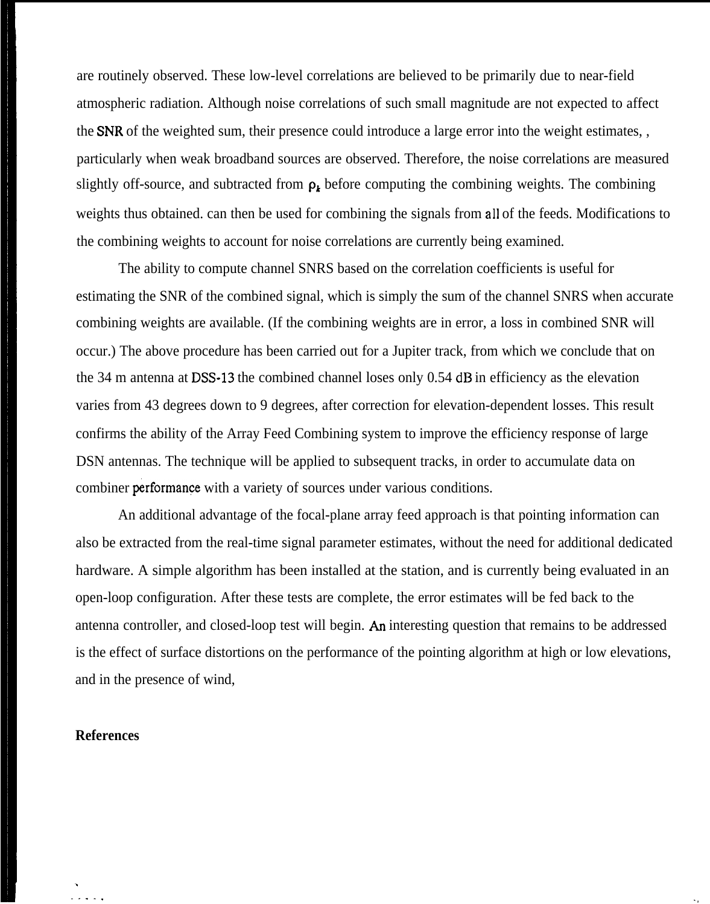are routinely observed. These low-level correlations are believed to be primarily due to near-field atmospheric radiation. Although noise correlations of such small magnitude are not expected to affect the SNR of the weighted sum, their presence could introduce a large error into the weight estimates, , particularly when weak broadband sources are observed. Therefore, the noise correlations are measured slightly off-source, and subtracted from $\rho_k$ before computing the combining weights. The combining weights thus obtained. can then be used for combining the signals from all of the feeds. Modifications to the combining weights to account for noise correlations are currently being examined.

The ability to compute channel SNRS based on the correlation coefficients is useful for estimating the SNR of the combined signal, which is simply the sum of the channel SNRS when accurate combining weights are available. (If the combining weights are in error, a loss in combined SNR will occur.) The above procedure has been carried out for a Jupiter track, from which we conclude that on the 34 m antenna at DSS-13 the combined channel loses only 0.54 dB in efficiency as the elevation varies from 43 degrees down to 9 degrees, after correction for elevation-dependent losses. This result confirms the ability of the Array Feed Combining system to improve the efficiency response of large DSN antennas. The technique will be applied to subsequent tracks, in order to accumulate data on combiner performance with a variety of sources under various conditions.

An additional advantage of the focal-plane array feed approach is that pointing information can also be extracted from the real-time signal parameter estimates, without the need for additional dedicated hardware. A simple algorithm has been installed at the station, and is currently being evaluated in an open-loop configuration. After these tests are complete, the error estimates will be fed back to the antenna controller, and closed-loop test will begin. An interesting question that remains to be addressed is the effect of surface distortions on the performance of the pointing algorithm at high or low elevations, and in the presence of wind,

**References**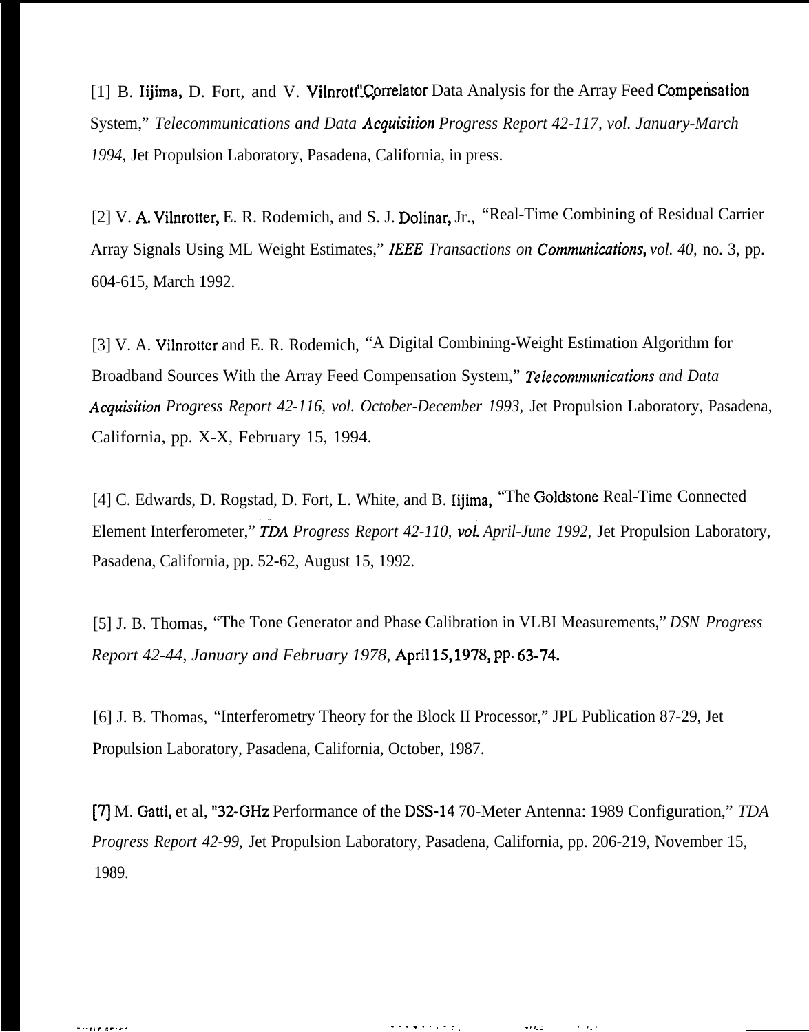[1] B. Iijima, D. Fort, and V. Vilnrotter, "Correlator Data Analysis for the Array Feed Compensation System," *Telecommunications and Data Acquisition Progress Report 42-117, vol. January-March 1994,* Jet Propulsion Laboratory, Pasadena, California, in press.

[2] V. A. Vilnrotter, E. R. Rodemich, and S. J. Dolinar, Jr., "Real-Time Combining of Residual Carrier Array Signals Using ML Weight Estimates," *IEEE Transactions on Communications, vol. 40,* no. 3, pp. 604-615, March 1992.

[3] V. A. Vilnrotter and E. R. Rodemich, "A Digital Combining-Weight Estimation Algorithm for Broadband Sources With the Array Feed Compensation System," *Telecommunications and Data Acquisition Progress Report 42-116, vol. October-December 1993,* Jet Propulsion Laboratory, Pasadena, California, pp. X-X, February 15, 1994.

[4] C. Edwards, D. Rogstad, D. Fort, L. White, and B. Iijima, "The Goldstone Real-Time Connected Element Interferometer," *TDA Progress Report 42-110, vol. April-June 1992,* Jet Propulsion Laboratory, Pasadena, California, pp. 52-62, August 15, 1992.

[5] J. B. Thomas, "The Tone Generator and Phase Calibration in VLBI Measurements," *DSN Progress Report 42-44, January and February 1978,* April 15, 1978, pp. 63-74.

[6] J. B. Thomas, "Interferometry Theory for the Block II Processor," JPL Publication 87-29, Jet Propulsion Laboratory, Pasadena, California, October, 1987.

[7] M. Gatti, et al, "32-GHz Performance of the DSS-14 70-Meter Antenna: 1989 Configuration," *TDA Progress Report 42-99,* Jet Propulsion Laboratory, Pasadena, California, pp. 206-219, November 15, 1989.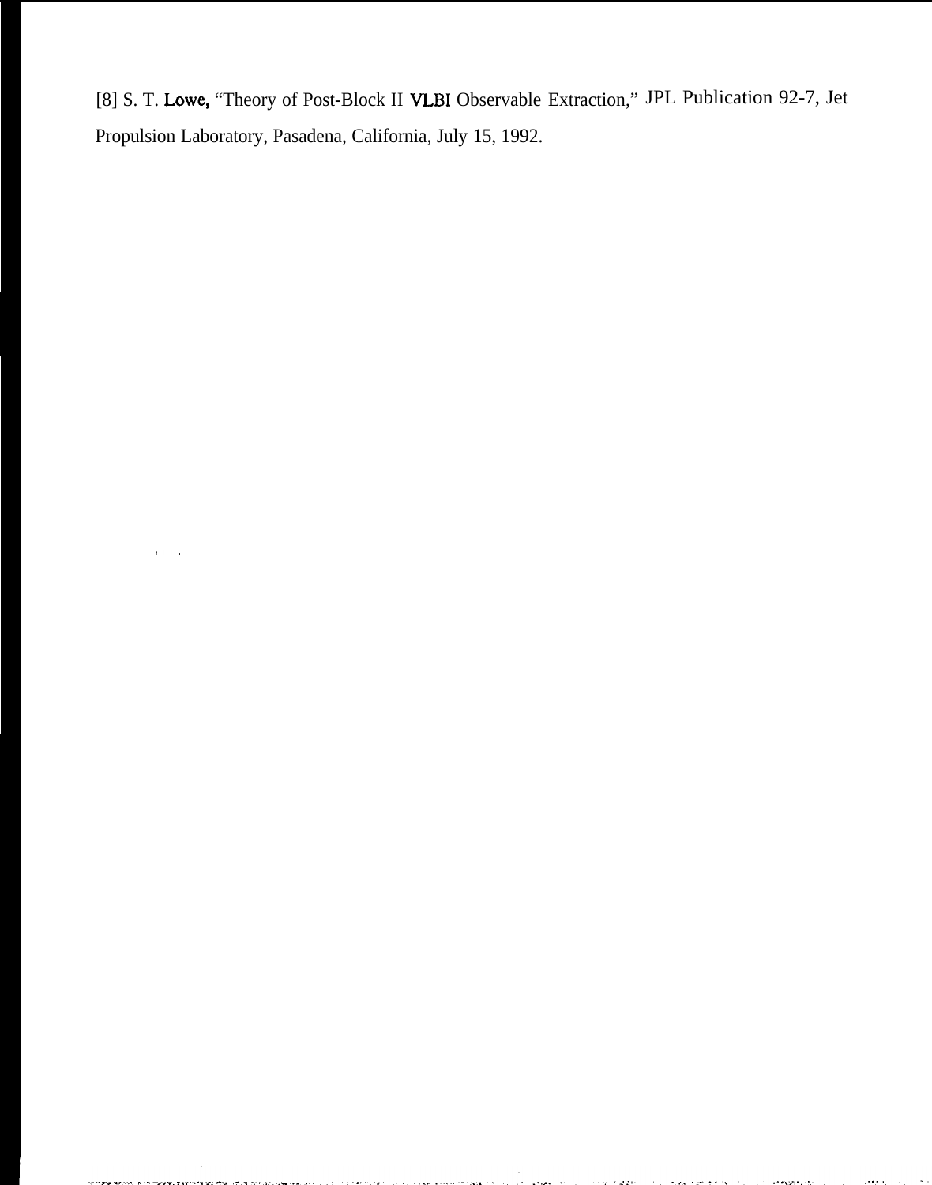[8] S. T. Lowe, "Theory of Post-Block II VLBI Observable Extraction," JPL Publication 92-7, Jet Propulsion Laboratory, Pasadena, California, July 15, 1992.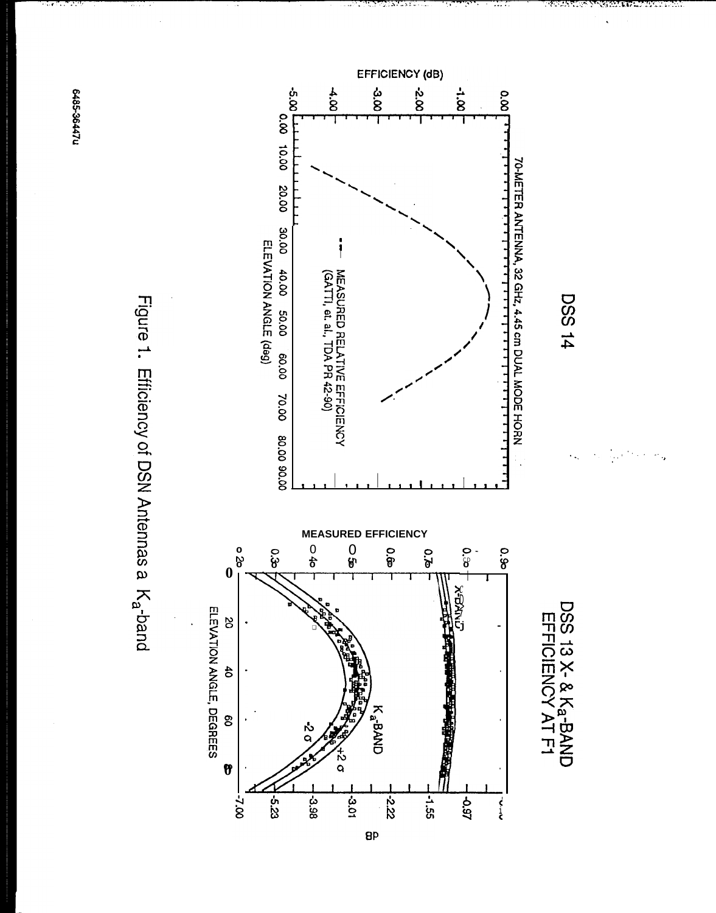DSS 14

70-METER ANTENNA, 32 GHz, 4.45 cm DUAL MODE HORN

EFFICIENCY (dB)

0.00
-1.00
-2.00
-3.00
-4.00
-5.00

0.00 10.00 20.00 30.00 40.00 50.00 60.00 70.00 80.00 90.00

ELEVATION ANGLE (deg)

MEASURED RELATIVE EFFICIENCY (GATTI, et. al., TDA PR 42-90)

DSS 13 X- & $K_a$-BAND EFFICIENCY AT F1

MEASURED EFFICIENCY

X-BAND

$K_a$-BAND

+2 σ

-2 σ

ELEVATION ANGLE, DEGREES

dB

Figure 1. Efficiency of DSN Antennas a $K_a$-band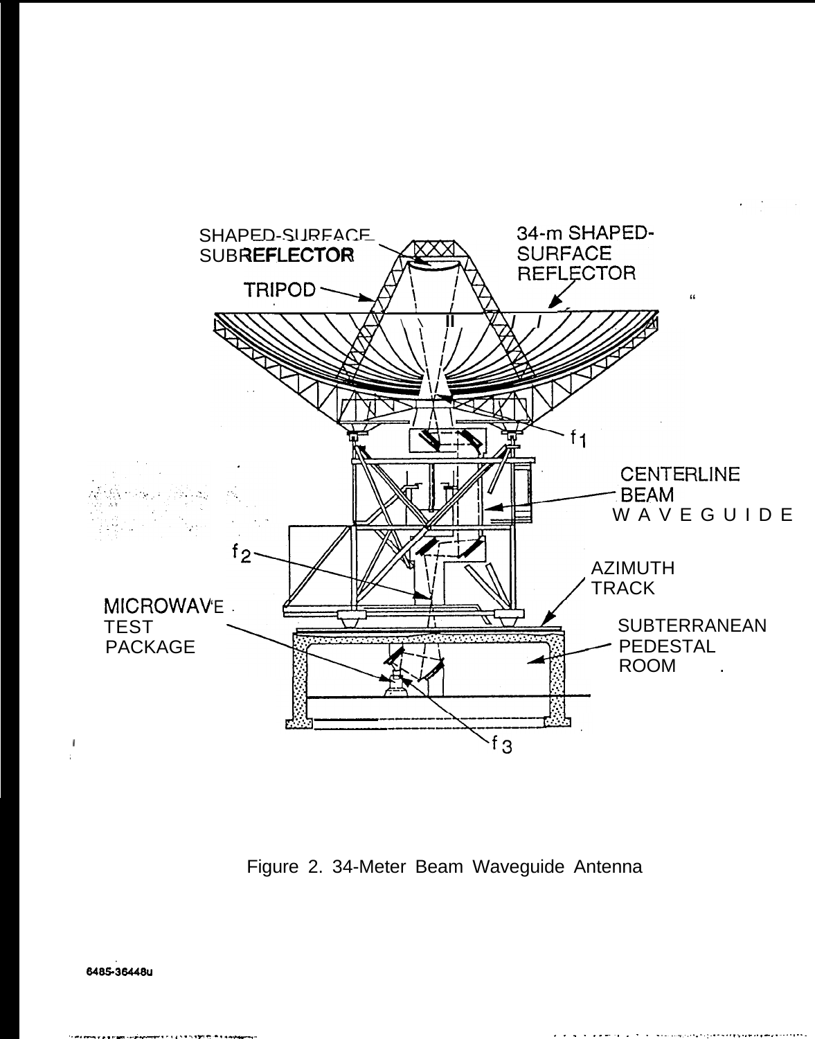SHAPED-SURFACE SUBREFLECTOR

34-m SHAPED-SURFACE REFLECTOR

TRIPOD

$f_1$

CENTERLINE BEAM WAVEGUIDE

$f_2$

AZIMUTH TRACK

MICROWAVE TEST PACKAGE

SUBTERRANEAN PEDESTAL ROOM

$f_3$

Figure 2. 34-Meter Beam Waveguide Antenna

6485-36448u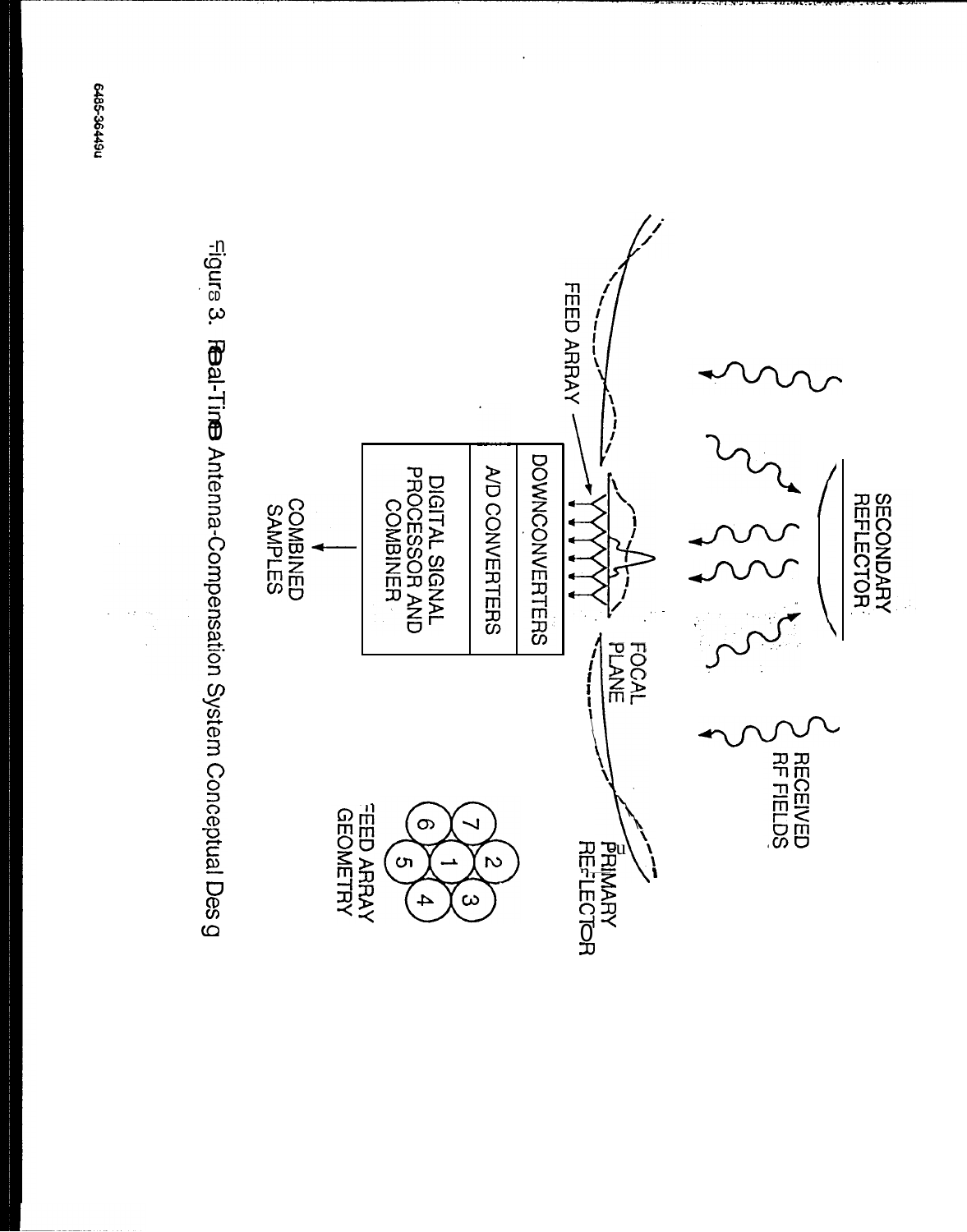SECONDARY REFLECTOR

RECEIVED RF FIELDS

FEED ARRAY

FOCAL PLANE

PRIMARY REFLECTOR

DOWNCONVERTERS

A/D CONVERTERS

DIGITAL SIGNAL PROCESSOR AND COMBINER

COMBINED SAMPLES

FEED ARRAY GEOMETRY

Figure 3. Real-Time Antenna-Compensation System Conceptual Design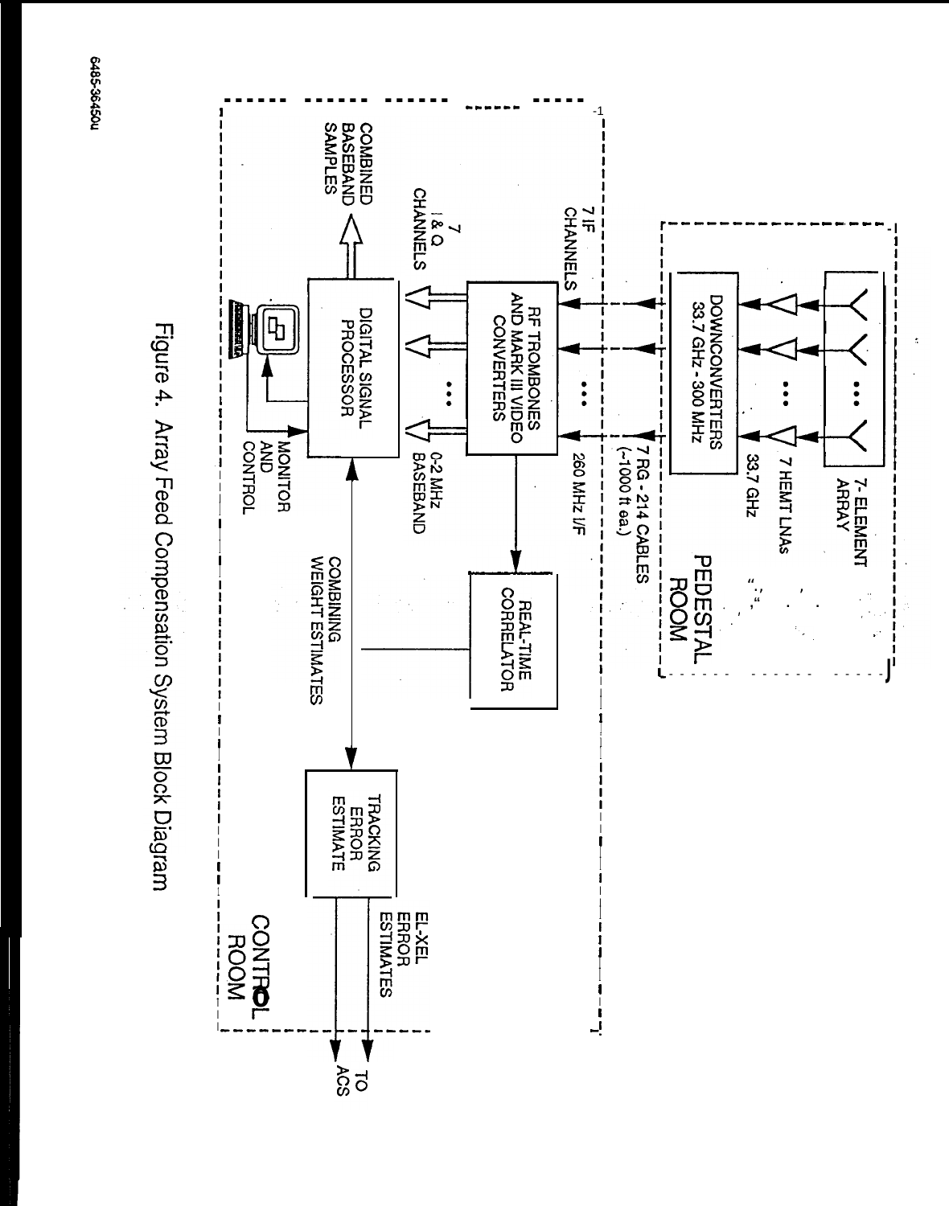PEDESTAL ROOM

7-ELEMENT ARRAY

7 HEMT LNAs

33.7 GHz

DOWNCONVERTERS 33.7 GHz - 300 MHz

7 RG - 214 CABLES (~1000 ft ea.)

7 IF CHANNELS

260 MHz I/F

RF TROMBONES AND MARK III VIDEO CONVERTERS

REAL-TIME CORRELATOR

7 I & Q CHANNELS

0-2 MHz BASEBAND

DIGITAL SIGNAL PROCESSOR

COMBINED BASEBAND SAMPLES

MONITOR AND CONTROL

COMBINING WEIGHT ESTIMATES

TRACKING ERROR ESTIMATE

EL-XEL ERROR ESTIMATES

TO ACS

CONTROL ROOM

Figure 4. Array Feed Compensation System Block Diagram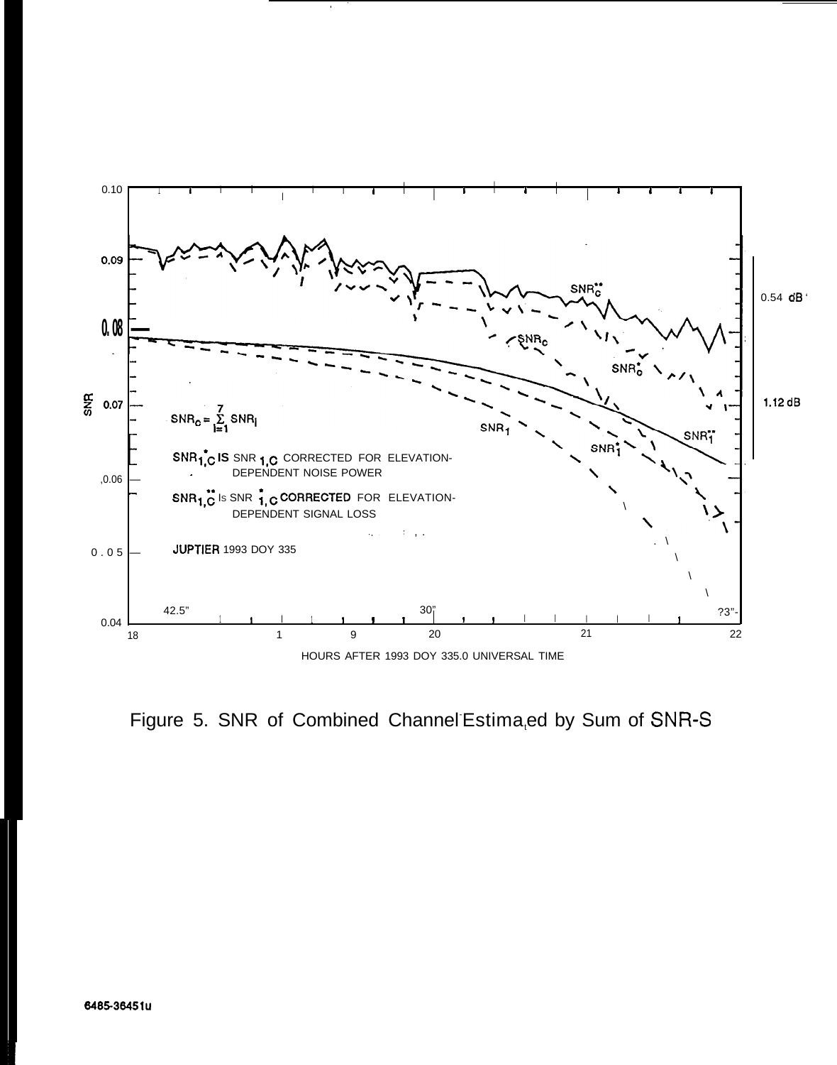$SNR_c = \sum_{l=1}^{7} SNR_l$

$SNR^*_{1,C}$ IS SNR $_{1,C}$ CORRECTED FOR ELEVATION-DEPENDENT NOISE POWER

$SNR^{**}_{1,C}$ Is SNR $^*_{1,C}$ CORRECTED FOR ELEVATION-DEPENDENT SIGNAL LOSS

JUPTIER 1993 DOY 335

HOURS AFTER 1993 DOY 335.0 UNIVERSAL TIME

Figure 5. SNR of Combined Channel Estimated by Sum of SNR-S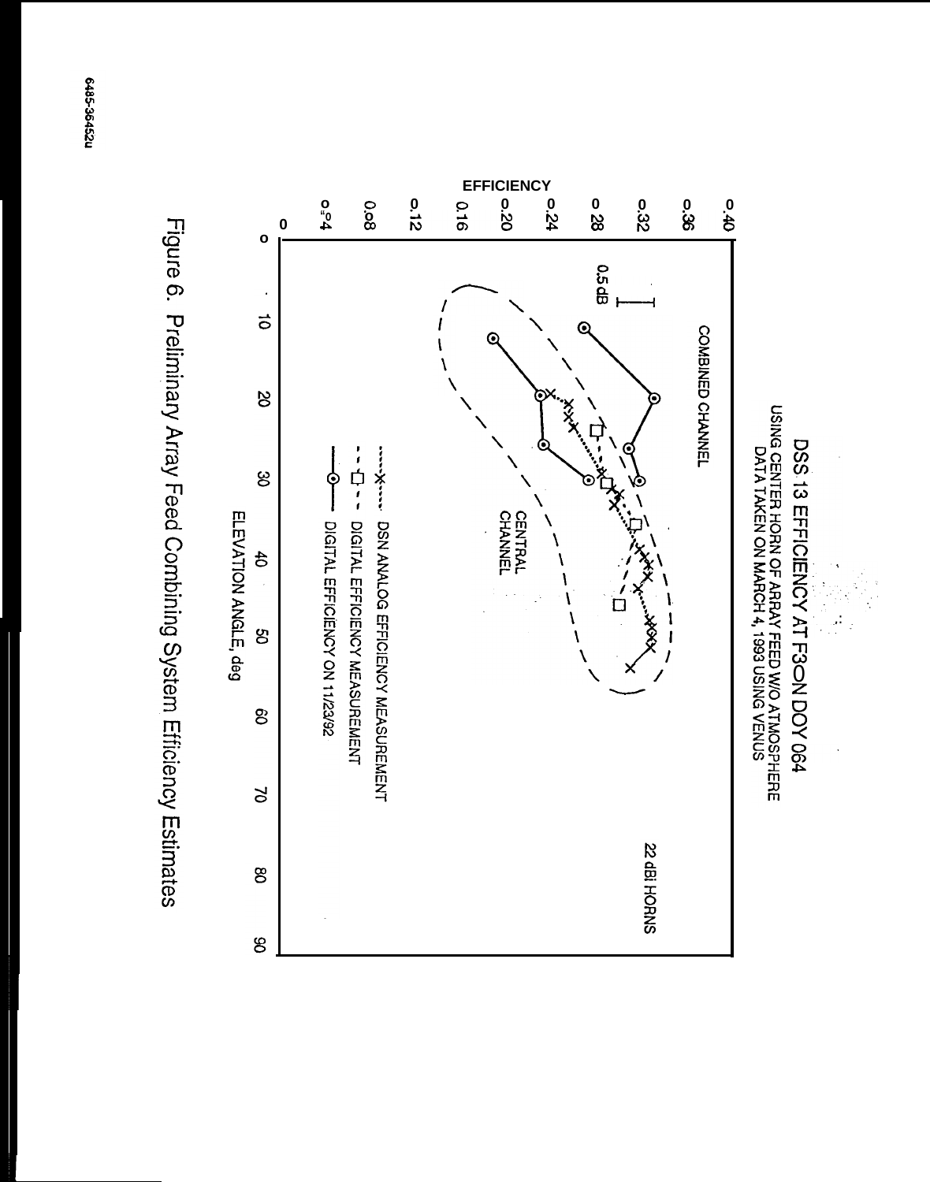DSS 13 EFFICIENCY AT F3 ON DOY 064
USING CENTER HORN OF ARRAY FEED W/O ATMOSPHERE
DATA TAKEN ON MARCH 4, 1993 USING VENUS

EFFICIENCY

0.40
0.36
0.32
0.28
0.24
0.20
0.16
0.12
0.08
0.04
0

0 10 20 30 40 50 60 70 80 90

ELEVATION ANGLE, deg

0.5 dB

COMBINED CHANNEL

CENTRAL CHANNEL

22 dBi HORNS

DSN ANALOG EFFICIENCY MEASUREMENT
DIGITAL EFFICIENCY MEASUREMENT
DIGITAL EFFICIENCY ON 11/23/92

Figure 6. Preliminary Array Feed Combining System Efficiency Estimates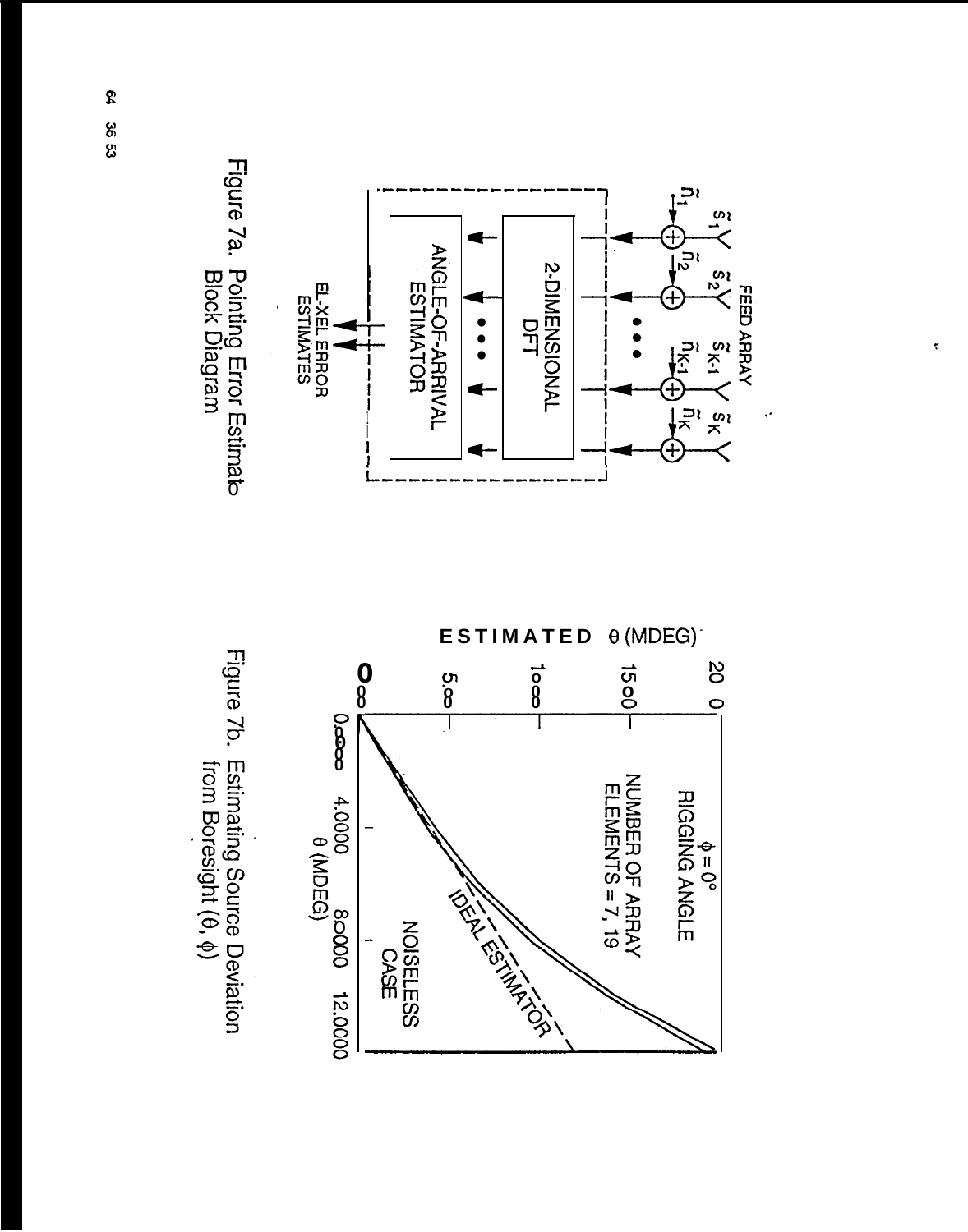FEED ARRAY

$\tilde{s}_1$ $\tilde{s}_2$ $\tilde{s}_{K-1}$ $\tilde{s}_K$

$\tilde{n}_1$ $\tilde{n}_2$ $\tilde{n}_{K-1}$ $\tilde{n}_K$

2-DIMENSIONAL DFT

ANGLE-OF-ARRIVAL ESTIMATOR

EL-XEL ERROR ESTIMATES

Figure 7a. Pointing Error Estimator Block Diagram

ESTIMATED θ (MDEG)

$\phi = 0°$
RIGGING ANGLE

NUMBER OF ARRAY ELEMENTS = 7, 19

NOISELESS CASE

IDEAL ESTIMATOR

θ (MDEG)

Figure 7b. Estimating Source Deviation from Boresight (θ, φ)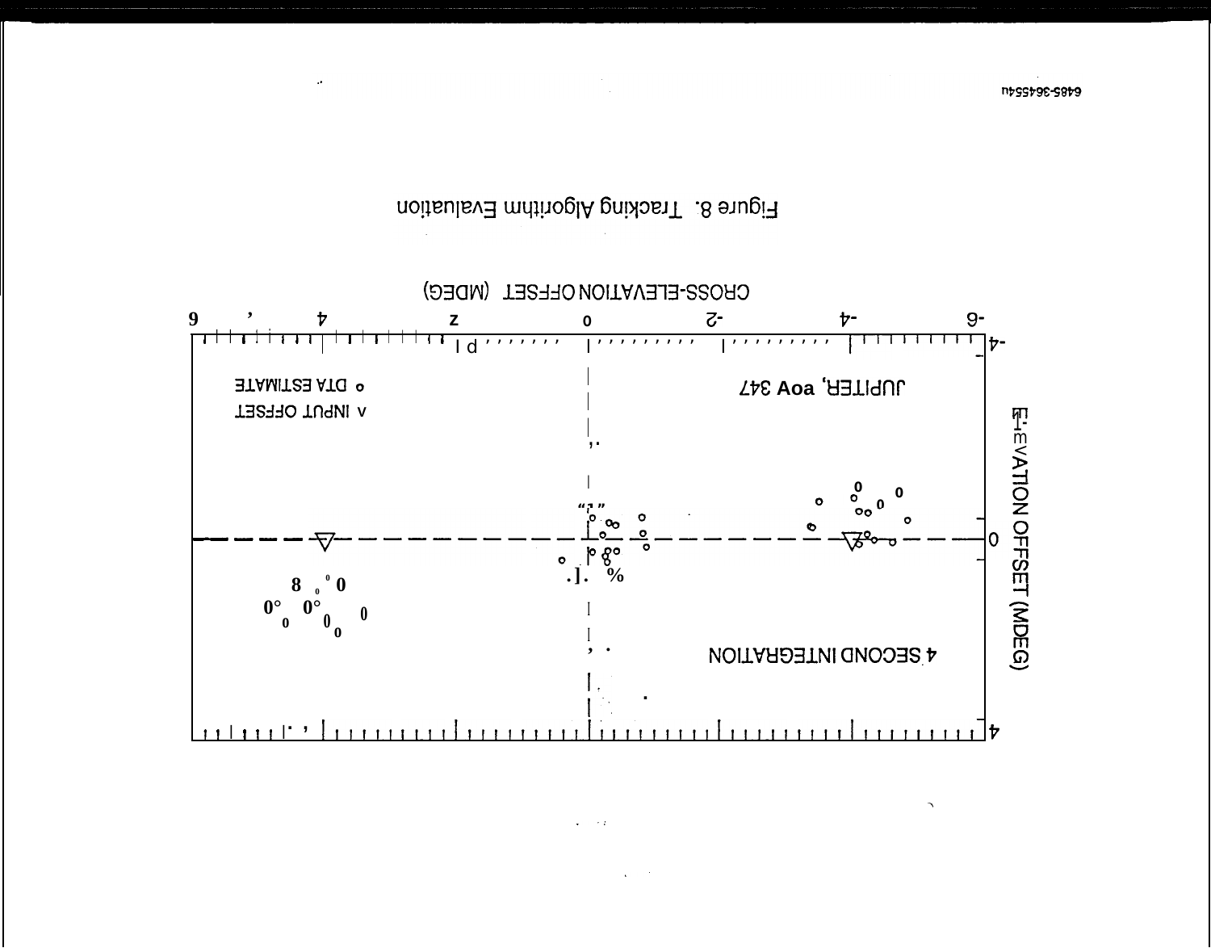6485-36455-4u

JUPITER, DOY 347

∆ INPUT OFFSET

o DTA ESTIMATE

4 SECOND INTEGRATION

CROSS-ELEVATION OFFSET (MDEG)

-6 -4 -2 0 2 4 6

ELEVATION OFFSET (MDEG)

-4 0 4

Figure 8. Tracking Algorithm Evaluation